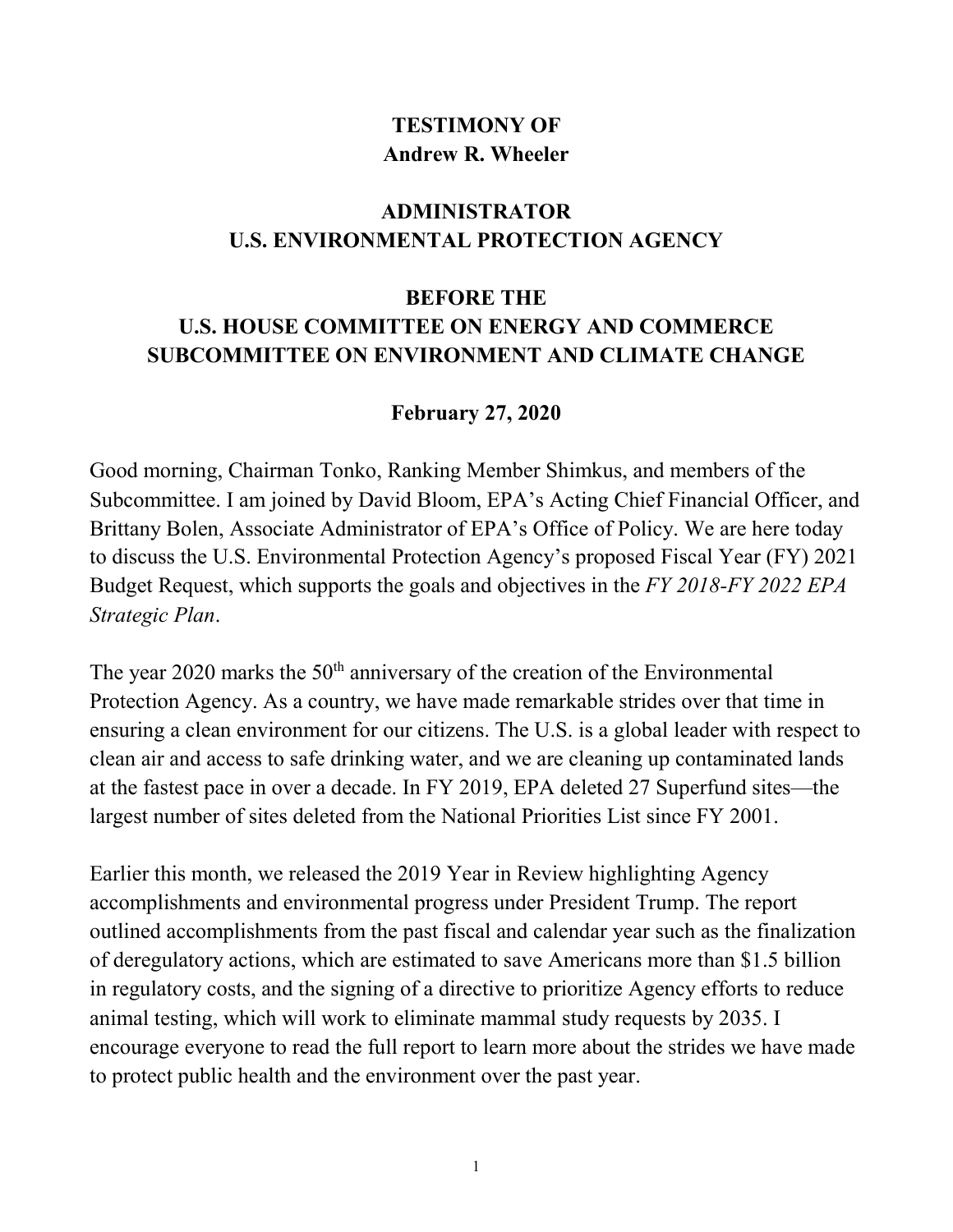**TESTIMONY OF**
**Andrew R. Wheeler**

**ADMINISTRATOR**
**U.S. ENVIRONMENTAL PROTECTION AGENCY**

**BEFORE THE**
**U.S. HOUSE COMMITTEE ON ENERGY AND COMMERCE**
**SUBCOMMITTEE ON ENVIRONMENT AND CLIMATE CHANGE**

**February 27, 2020**

Good morning, Chairman Tonko, Ranking Member Shimkus, and members of the Subcommittee. I am joined by David Bloom, EPA's Acting Chief Financial Officer, and Brittany Bolen, Associate Administrator of EPA's Office of Policy. We are here today to discuss the U.S. Environmental Protection Agency's proposed Fiscal Year (FY) 2021 Budget Request, which supports the goals and objectives in the *FY 2018-FY 2022 EPA Strategic Plan*.

The year 2020 marks the 50th anniversary of the creation of the Environmental Protection Agency. As a country, we have made remarkable strides over that time in ensuring a clean environment for our citizens. The U.S. is a global leader with respect to clean air and access to safe drinking water, and we are cleaning up contaminated lands at the fastest pace in over a decade. In FY 2019, EPA deleted 27 Superfund sites—the largest number of sites deleted from the National Priorities List since FY 2001.

Earlier this month, we released the 2019 Year in Review highlighting Agency accomplishments and environmental progress under President Trump. The report outlined accomplishments from the past fiscal and calendar year such as the finalization of deregulatory actions, which are estimated to save Americans more than $1.5 billion in regulatory costs, and the signing of a directive to prioritize Agency efforts to reduce animal testing, which will work to eliminate mammal study requests by 2035. I encourage everyone to read the full report to learn more about the strides we have made to protect public health and the environment over the past year.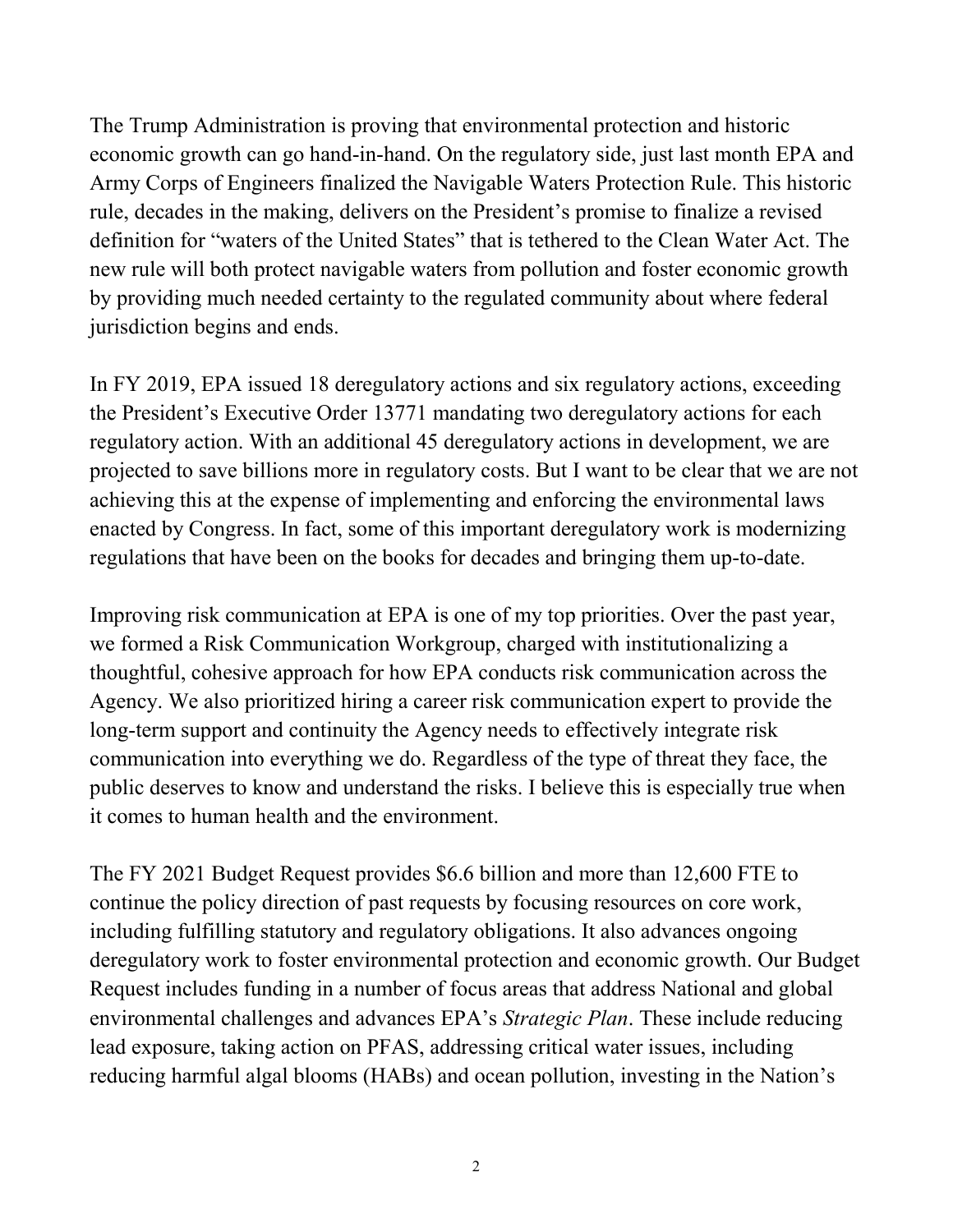The Trump Administration is proving that environmental protection and historic economic growth can go hand-in-hand. On the regulatory side, just last month EPA and Army Corps of Engineers finalized the Navigable Waters Protection Rule. This historic rule, decades in the making, delivers on the President's promise to finalize a revised definition for "waters of the United States" that is tethered to the Clean Water Act. The new rule will both protect navigable waters from pollution and foster economic growth by providing much needed certainty to the regulated community about where federal jurisdiction begins and ends.

In FY 2019, EPA issued 18 deregulatory actions and six regulatory actions, exceeding the President's Executive Order 13771 mandating two deregulatory actions for each regulatory action. With an additional 45 deregulatory actions in development, we are projected to save billions more in regulatory costs. But I want to be clear that we are not achieving this at the expense of implementing and enforcing the environmental laws enacted by Congress. In fact, some of this important deregulatory work is modernizing regulations that have been on the books for decades and bringing them up-to-date.

Improving risk communication at EPA is one of my top priorities. Over the past year, we formed a Risk Communication Workgroup, charged with institutionalizing a thoughtful, cohesive approach for how EPA conducts risk communication across the Agency. We also prioritized hiring a career risk communication expert to provide the long-term support and continuity the Agency needs to effectively integrate risk communication into everything we do. Regardless of the type of threat they face, the public deserves to know and understand the risks. I believe this is especially true when it comes to human health and the environment.

The FY 2021 Budget Request provides $6.6 billion and more than 12,600 FTE to continue the policy direction of past requests by focusing resources on core work, including fulfilling statutory and regulatory obligations. It also advances ongoing deregulatory work to foster environmental protection and economic growth. Our Budget Request includes funding in a number of focus areas that address National and global environmental challenges and advances EPA's *Strategic Plan*. These include reducing lead exposure, taking action on PFAS, addressing critical water issues, including reducing harmful algal blooms (HABs) and ocean pollution, investing in the Nation's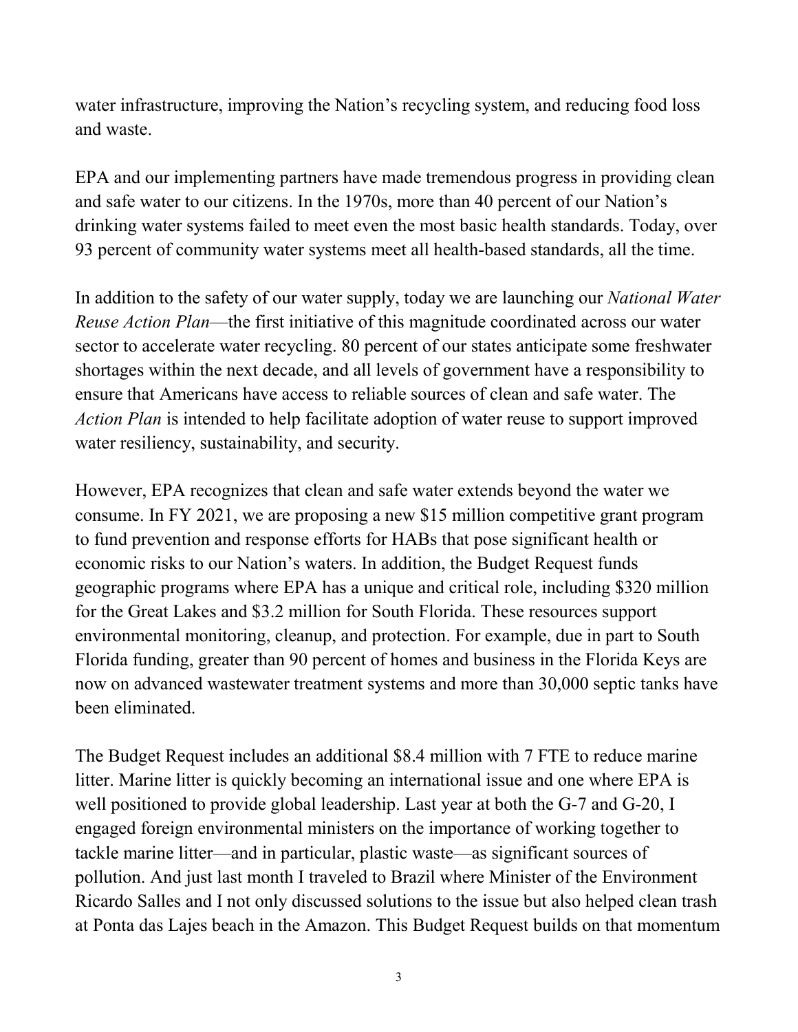water infrastructure, improving the Nation's recycling system, and reducing food loss and waste.

EPA and our implementing partners have made tremendous progress in providing clean and safe water to our citizens. In the 1970s, more than 40 percent of our Nation's drinking water systems failed to meet even the most basic health standards. Today, over 93 percent of community water systems meet all health-based standards, all the time.

In addition to the safety of our water supply, today we are launching our *National Water Reuse Action Plan*—the first initiative of this magnitude coordinated across our water sector to accelerate water recycling. 80 percent of our states anticipate some freshwater shortages within the next decade, and all levels of government have a responsibility to ensure that Americans have access to reliable sources of clean and safe water. The *Action Plan* is intended to help facilitate adoption of water reuse to support improved water resiliency, sustainability, and security.

However, EPA recognizes that clean and safe water extends beyond the water we consume. In FY 2021, we are proposing a new $15 million competitive grant program to fund prevention and response efforts for HABs that pose significant health or economic risks to our Nation's waters. In addition, the Budget Request funds geographic programs where EPA has a unique and critical role, including $320 million for the Great Lakes and $3.2 million for South Florida. These resources support environmental monitoring, cleanup, and protection. For example, due in part to South Florida funding, greater than 90 percent of homes and business in the Florida Keys are now on advanced wastewater treatment systems and more than 30,000 septic tanks have been eliminated.

The Budget Request includes an additional $8.4 million with 7 FTE to reduce marine litter. Marine litter is quickly becoming an international issue and one where EPA is well positioned to provide global leadership. Last year at both the G-7 and G-20, I engaged foreign environmental ministers on the importance of working together to tackle marine litter—and in particular, plastic waste—as significant sources of pollution. And just last month I traveled to Brazil where Minister of the Environment Ricardo Salles and I not only discussed solutions to the issue but also helped clean trash at Ponta das Lajes beach in the Amazon. This Budget Request builds on that momentum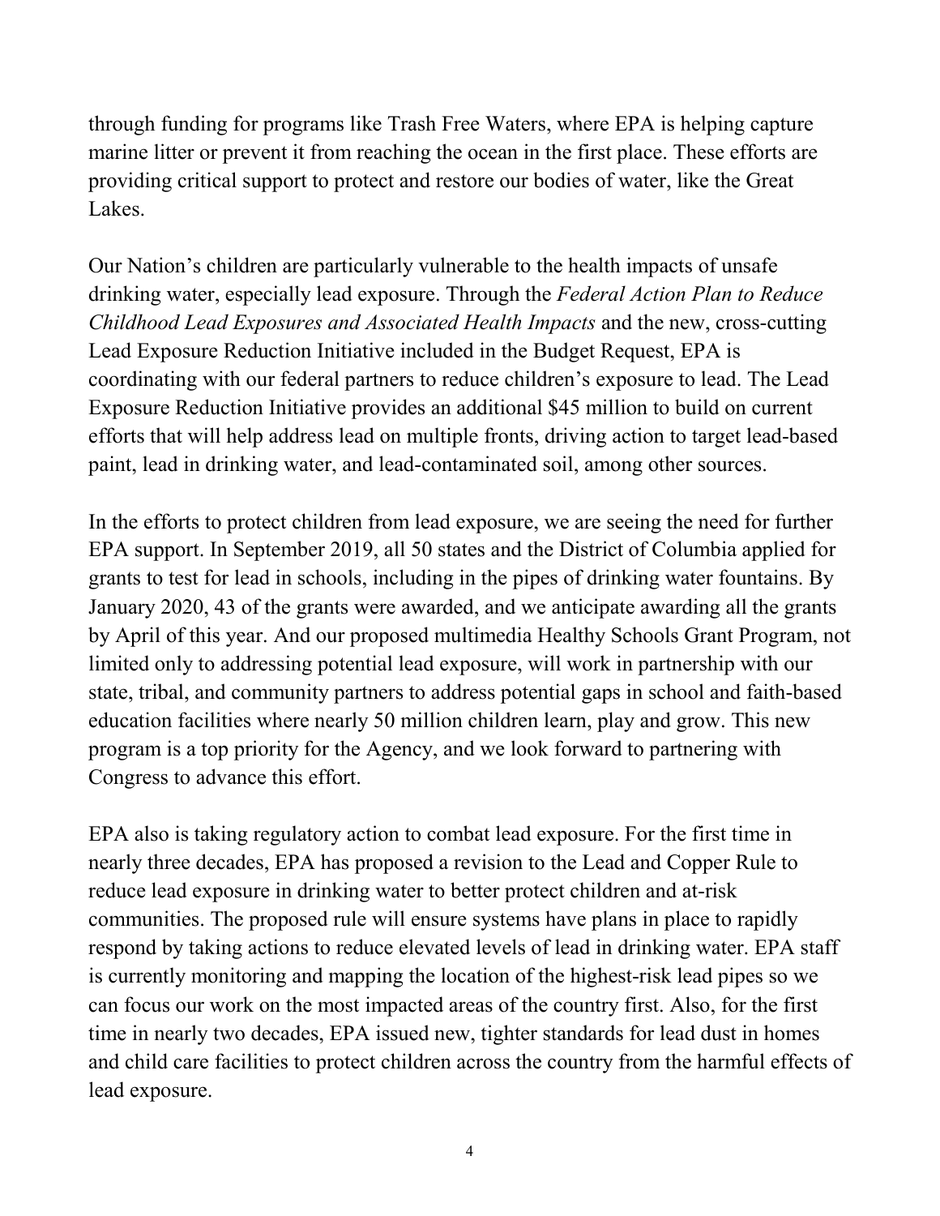through funding for programs like Trash Free Waters, where EPA is helping capture marine litter or prevent it from reaching the ocean in the first place. These efforts are providing critical support to protect and restore our bodies of water, like the Great Lakes.

Our Nation's children are particularly vulnerable to the health impacts of unsafe drinking water, especially lead exposure. Through the *Federal Action Plan to Reduce Childhood Lead Exposures and Associated Health Impacts* and the new, cross-cutting Lead Exposure Reduction Initiative included in the Budget Request, EPA is coordinating with our federal partners to reduce children's exposure to lead. The Lead Exposure Reduction Initiative provides an additional $45 million to build on current efforts that will help address lead on multiple fronts, driving action to target lead-based paint, lead in drinking water, and lead-contaminated soil, among other sources.

In the efforts to protect children from lead exposure, we are seeing the need for further EPA support. In September 2019, all 50 states and the District of Columbia applied for grants to test for lead in schools, including in the pipes of drinking water fountains. By January 2020, 43 of the grants were awarded, and we anticipate awarding all the grants by April of this year. And our proposed multimedia Healthy Schools Grant Program, not limited only to addressing potential lead exposure, will work in partnership with our state, tribal, and community partners to address potential gaps in school and faith-based education facilities where nearly 50 million children learn, play and grow. This new program is a top priority for the Agency, and we look forward to partnering with Congress to advance this effort.

EPA also is taking regulatory action to combat lead exposure. For the first time in nearly three decades, EPA has proposed a revision to the Lead and Copper Rule to reduce lead exposure in drinking water to better protect children and at-risk communities. The proposed rule will ensure systems have plans in place to rapidly respond by taking actions to reduce elevated levels of lead in drinking water. EPA staff is currently monitoring and mapping the location of the highest-risk lead pipes so we can focus our work on the most impacted areas of the country first. Also, for the first time in nearly two decades, EPA issued new, tighter standards for lead dust in homes and child care facilities to protect children across the country from the harmful effects of lead exposure.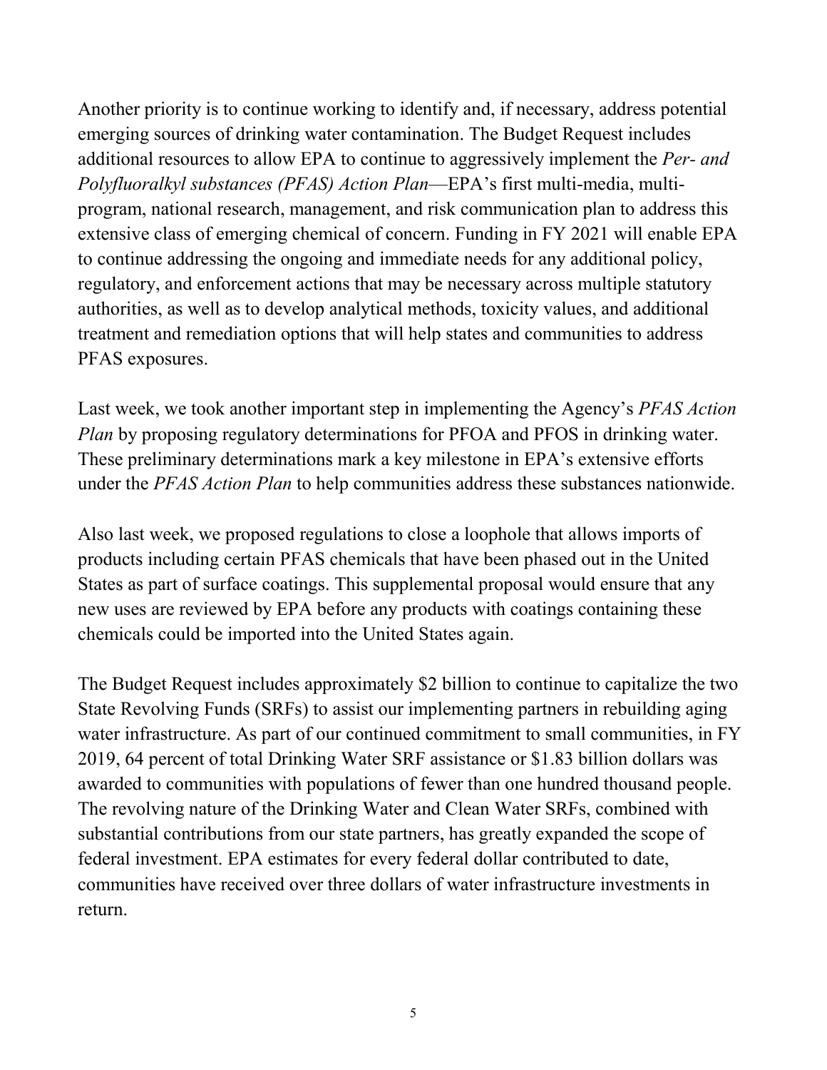Another priority is to continue working to identify and, if necessary, address potential emerging sources of drinking water contamination. The Budget Request includes additional resources to allow EPA to continue to aggressively implement the *Per- and Polyfluoralkyl substances (PFAS) Action Plan*—EPA's first multi-media, multi-program, national research, management, and risk communication plan to address this extensive class of emerging chemical of concern. Funding in FY 2021 will enable EPA to continue addressing the ongoing and immediate needs for any additional policy, regulatory, and enforcement actions that may be necessary across multiple statutory authorities, as well as to develop analytical methods, toxicity values, and additional treatment and remediation options that will help states and communities to address PFAS exposures.

Last week, we took another important step in implementing the Agency's *PFAS Action Plan* by proposing regulatory determinations for PFOA and PFOS in drinking water. These preliminary determinations mark a key milestone in EPA's extensive efforts under the *PFAS Action Plan* to help communities address these substances nationwide.

Also last week, we proposed regulations to close a loophole that allows imports of products including certain PFAS chemicals that have been phased out in the United States as part of surface coatings. This supplemental proposal would ensure that any new uses are reviewed by EPA before any products with coatings containing these chemicals could be imported into the United States again.

The Budget Request includes approximately $2 billion to continue to capitalize the two State Revolving Funds (SRFs) to assist our implementing partners in rebuilding aging water infrastructure. As part of our continued commitment to small communities, in FY 2019, 64 percent of total Drinking Water SRF assistance or $1.83 billion dollars was awarded to communities with populations of fewer than one hundred thousand people. The revolving nature of the Drinking Water and Clean Water SRFs, combined with substantial contributions from our state partners, has greatly expanded the scope of federal investment. EPA estimates for every federal dollar contributed to date, communities have received over three dollars of water infrastructure investments in return.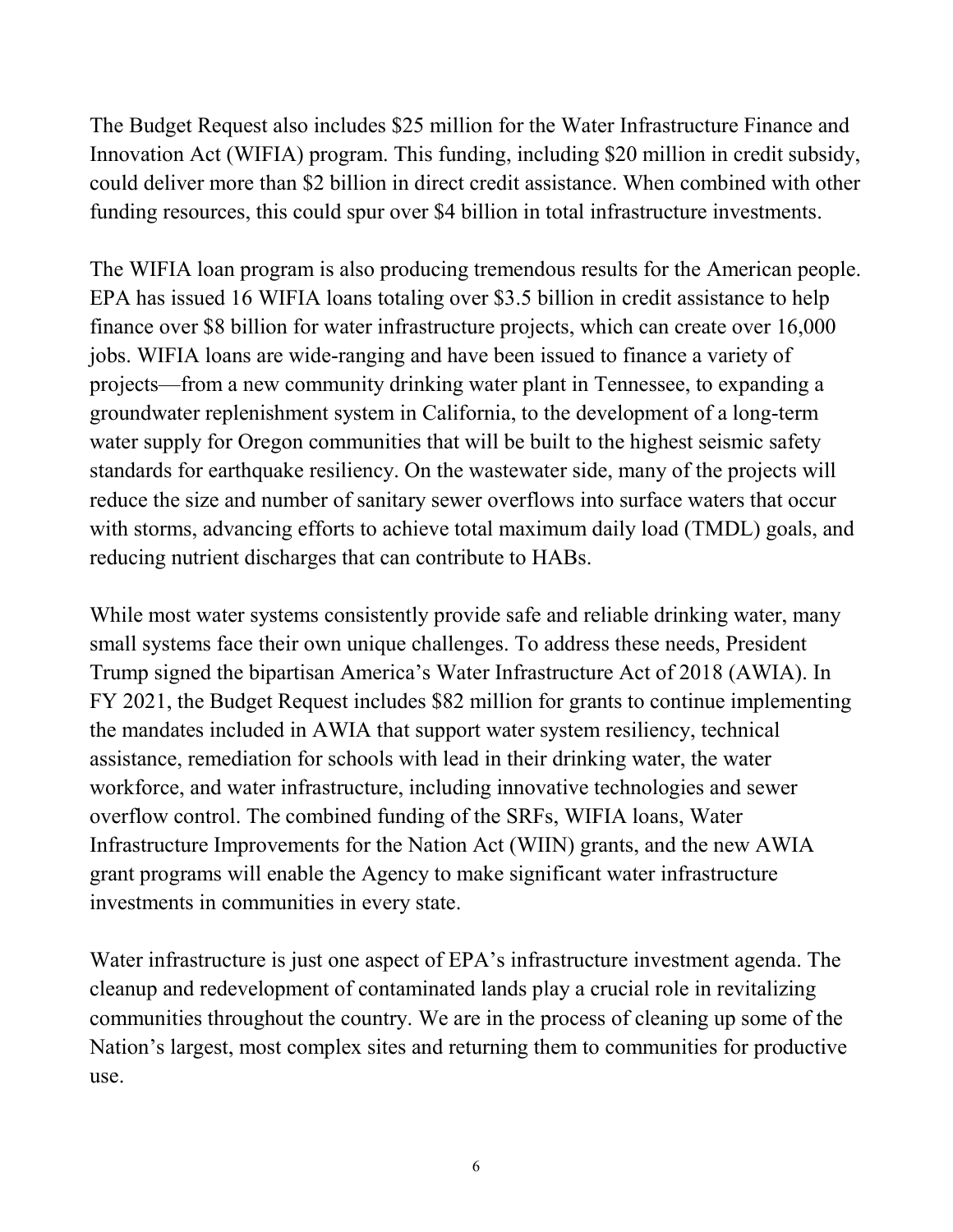The Budget Request also includes $25 million for the Water Infrastructure Finance and Innovation Act (WIFIA) program. This funding, including $20 million in credit subsidy, could deliver more than $2 billion in direct credit assistance. When combined with other funding resources, this could spur over $4 billion in total infrastructure investments.

The WIFIA loan program is also producing tremendous results for the American people. EPA has issued 16 WIFIA loans totaling over $3.5 billion in credit assistance to help finance over $8 billion for water infrastructure projects, which can create over 16,000 jobs. WIFIA loans are wide-ranging and have been issued to finance a variety of projects—from a new community drinking water plant in Tennessee, to expanding a groundwater replenishment system in California, to the development of a long-term water supply for Oregon communities that will be built to the highest seismic safety standards for earthquake resiliency. On the wastewater side, many of the projects will reduce the size and number of sanitary sewer overflows into surface waters that occur with storms, advancing efforts to achieve total maximum daily load (TMDL) goals, and reducing nutrient discharges that can contribute to HABs.

While most water systems consistently provide safe and reliable drinking water, many small systems face their own unique challenges. To address these needs, President Trump signed the bipartisan America's Water Infrastructure Act of 2018 (AWIA). In FY 2021, the Budget Request includes $82 million for grants to continue implementing the mandates included in AWIA that support water system resiliency, technical assistance, remediation for schools with lead in their drinking water, the water workforce, and water infrastructure, including innovative technologies and sewer overflow control. The combined funding of the SRFs, WIFIA loans, Water Infrastructure Improvements for the Nation Act (WIIN) grants, and the new AWIA grant programs will enable the Agency to make significant water infrastructure investments in communities in every state.

Water infrastructure is just one aspect of EPA's infrastructure investment agenda. The cleanup and redevelopment of contaminated lands play a crucial role in revitalizing communities throughout the country. We are in the process of cleaning up some of the Nation's largest, most complex sites and returning them to communities for productive use.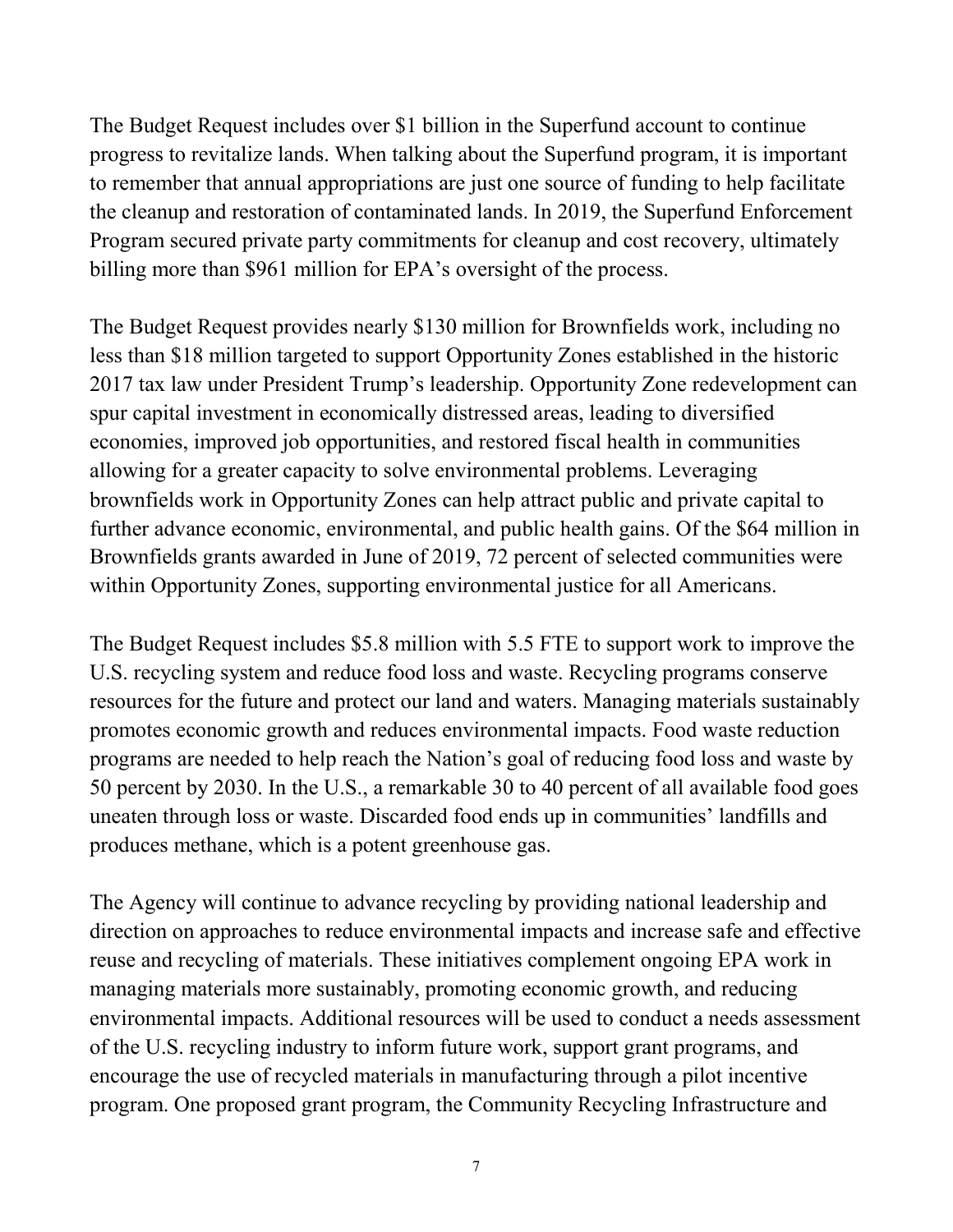The Budget Request includes over $1 billion in the Superfund account to continue progress to revitalize lands. When talking about the Superfund program, it is important to remember that annual appropriations are just one source of funding to help facilitate the cleanup and restoration of contaminated lands. In 2019, the Superfund Enforcement Program secured private party commitments for cleanup and cost recovery, ultimately billing more than $961 million for EPA's oversight of the process.

The Budget Request provides nearly $130 million for Brownfields work, including no less than $18 million targeted to support Opportunity Zones established in the historic 2017 tax law under President Trump's leadership. Opportunity Zone redevelopment can spur capital investment in economically distressed areas, leading to diversified economies, improved job opportunities, and restored fiscal health in communities allowing for a greater capacity to solve environmental problems. Leveraging brownfields work in Opportunity Zones can help attract public and private capital to further advance economic, environmental, and public health gains. Of the $64 million in Brownfields grants awarded in June of 2019, 72 percent of selected communities were within Opportunity Zones, supporting environmental justice for all Americans.

The Budget Request includes $5.8 million with 5.5 FTE to support work to improve the U.S. recycling system and reduce food loss and waste. Recycling programs conserve resources for the future and protect our land and waters. Managing materials sustainably promotes economic growth and reduces environmental impacts. Food waste reduction programs are needed to help reach the Nation's goal of reducing food loss and waste by 50 percent by 2030. In the U.S., a remarkable 30 to 40 percent of all available food goes uneaten through loss or waste. Discarded food ends up in communities' landfills and produces methane, which is a potent greenhouse gas.

The Agency will continue to advance recycling by providing national leadership and direction on approaches to reduce environmental impacts and increase safe and effective reuse and recycling of materials. These initiatives complement ongoing EPA work in managing materials more sustainably, promoting economic growth, and reducing environmental impacts. Additional resources will be used to conduct a needs assessment of the U.S. recycling industry to inform future work, support grant programs, and encourage the use of recycled materials in manufacturing through a pilot incentive program. One proposed grant program, the Community Recycling Infrastructure and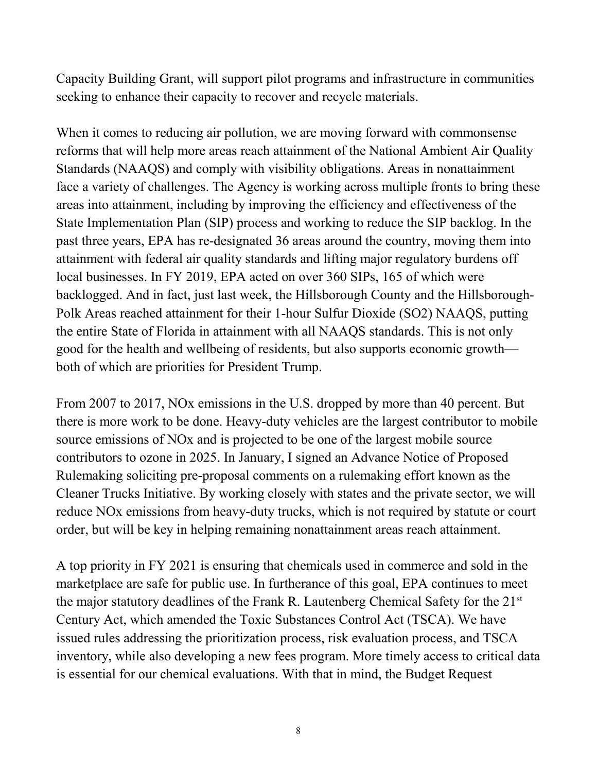Capacity Building Grant, will support pilot programs and infrastructure in communities seeking to enhance their capacity to recover and recycle materials.

When it comes to reducing air pollution, we are moving forward with commonsense reforms that will help more areas reach attainment of the National Ambient Air Quality Standards (NAAQS) and comply with visibility obligations. Areas in nonattainment face a variety of challenges. The Agency is working across multiple fronts to bring these areas into attainment, including by improving the efficiency and effectiveness of the State Implementation Plan (SIP) process and working to reduce the SIP backlog. In the past three years, EPA has re-designated 36 areas around the country, moving them into attainment with federal air quality standards and lifting major regulatory burdens off local businesses. In FY 2019, EPA acted on over 360 SIPs, 165 of which were backlogged. And in fact, just last week, the Hillsborough County and the Hillsborough-Polk Areas reached attainment for their 1-hour Sulfur Dioxide ($SO_2$) NAAQS, putting the entire State of Florida in attainment with all NAAQS standards. This is not only good for the health and wellbeing of residents, but also supports economic growth—both of which are priorities for President Trump.

From 2007 to 2017, NOx emissions in the U.S. dropped by more than 40 percent. But there is more work to be done. Heavy-duty vehicles are the largest contributor to mobile source emissions of NOx and is projected to be one of the largest mobile source contributors to ozone in 2025. In January, I signed an Advance Notice of Proposed Rulemaking soliciting pre-proposal comments on a rulemaking effort known as the Cleaner Trucks Initiative. By working closely with states and the private sector, we will reduce NOx emissions from heavy-duty trucks, which is not required by statute or court order, but will be key in helping remaining nonattainment areas reach attainment.

A top priority in FY 2021 is ensuring that chemicals used in commerce and sold in the marketplace are safe for public use. In furtherance of this goal, EPA continues to meet the major statutory deadlines of the Frank R. Lautenberg Chemical Safety for the 21st Century Act, which amended the Toxic Substances Control Act (TSCA). We have issued rules addressing the prioritization process, risk evaluation process, and TSCA inventory, while also developing a new fees program. More timely access to critical data is essential for our chemical evaluations. With that in mind, the Budget Request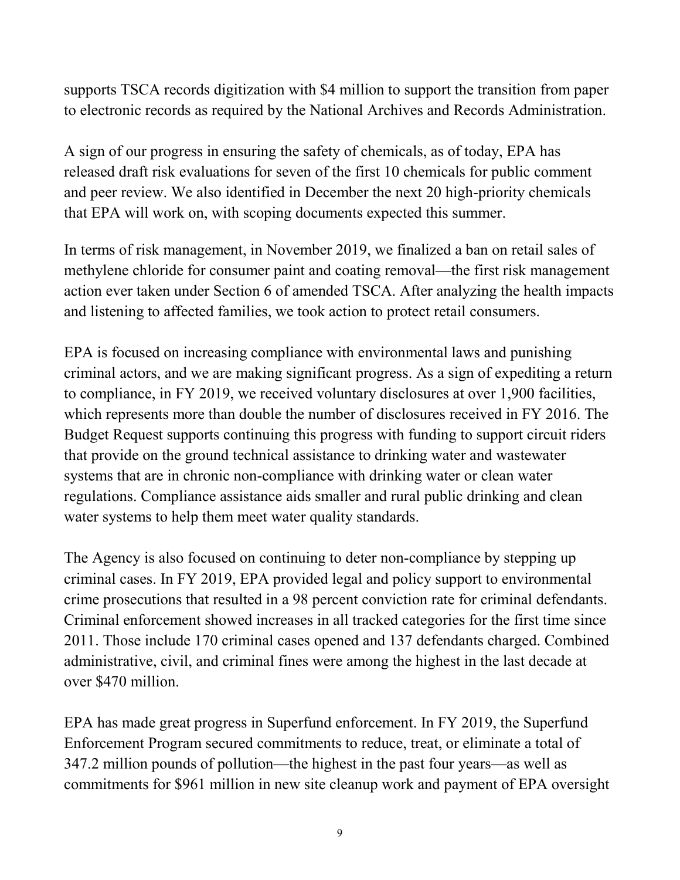supports TSCA records digitization with $4 million to support the transition from paper to electronic records as required by the National Archives and Records Administration.

A sign of our progress in ensuring the safety of chemicals, as of today, EPA has released draft risk evaluations for seven of the first 10 chemicals for public comment and peer review. We also identified in December the next 20 high-priority chemicals that EPA will work on, with scoping documents expected this summer.

In terms of risk management, in November 2019, we finalized a ban on retail sales of methylene chloride for consumer paint and coating removal—the first risk management action ever taken under Section 6 of amended TSCA. After analyzing the health impacts and listening to affected families, we took action to protect retail consumers.

EPA is focused on increasing compliance with environmental laws and punishing criminal actors, and we are making significant progress. As a sign of expediting a return to compliance, in FY 2019, we received voluntary disclosures at over 1,900 facilities, which represents more than double the number of disclosures received in FY 2016. The Budget Request supports continuing this progress with funding to support circuit riders that provide on the ground technical assistance to drinking water and wastewater systems that are in chronic non-compliance with drinking water or clean water regulations. Compliance assistance aids smaller and rural public drinking and clean water systems to help them meet water quality standards.

The Agency is also focused on continuing to deter non-compliance by stepping up criminal cases. In FY 2019, EPA provided legal and policy support to environmental crime prosecutions that resulted in a 98 percent conviction rate for criminal defendants. Criminal enforcement showed increases in all tracked categories for the first time since 2011. Those include 170 criminal cases opened and 137 defendants charged. Combined administrative, civil, and criminal fines were among the highest in the last decade at over $470 million.

EPA has made great progress in Superfund enforcement. In FY 2019, the Superfund Enforcement Program secured commitments to reduce, treat, or eliminate a total of 347.2 million pounds of pollution—the highest in the past four years—as well as commitments for $961 million in new site cleanup work and payment of EPA oversight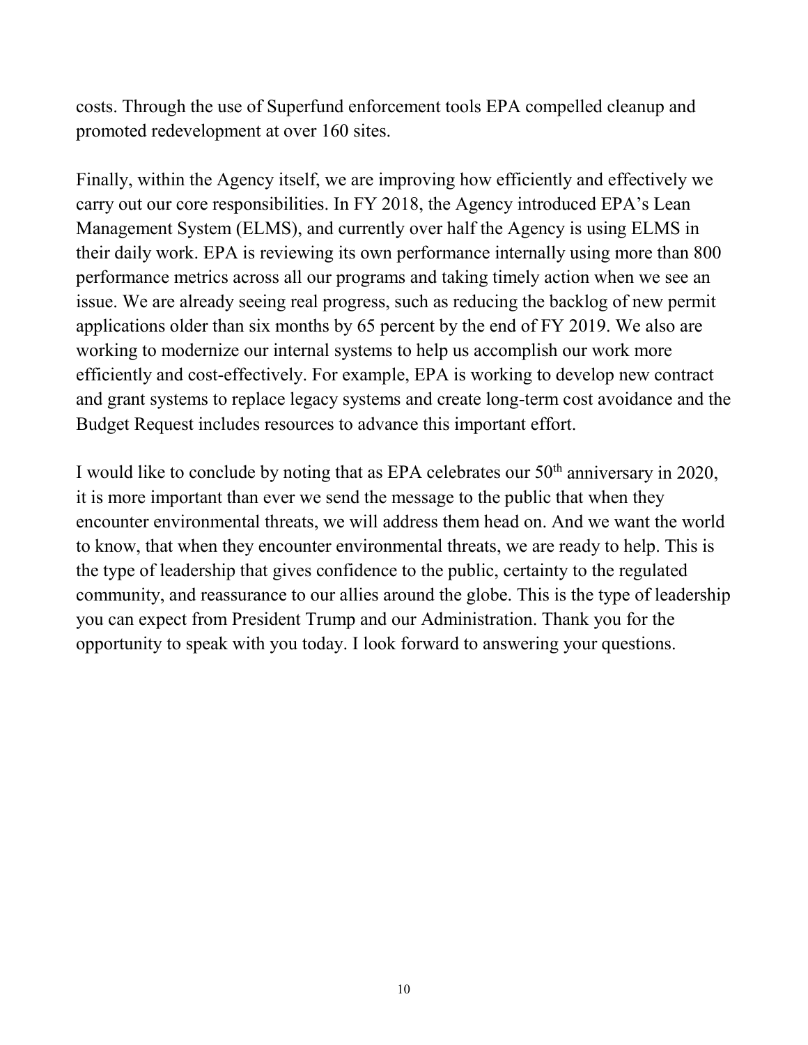costs. Through the use of Superfund enforcement tools EPA compelled cleanup and promoted redevelopment at over 160 sites.

Finally, within the Agency itself, we are improving how efficiently and effectively we carry out our core responsibilities. In FY 2018, the Agency introduced EPA's Lean Management System (ELMS), and currently over half the Agency is using ELMS in their daily work. EPA is reviewing its own performance internally using more than 800 performance metrics across all our programs and taking timely action when we see an issue. We are already seeing real progress, such as reducing the backlog of new permit applications older than six months by 65 percent by the end of FY 2019. We also are working to modernize our internal systems to help us accomplish our work more efficiently and cost-effectively. For example, EPA is working to develop new contract and grant systems to replace legacy systems and create long-term cost avoidance and the Budget Request includes resources to advance this important effort.

I would like to conclude by noting that as EPA celebrates our 50th anniversary in 2020, it is more important than ever we send the message to the public that when they encounter environmental threats, we will address them head on. And we want the world to know, that when they encounter environmental threats, we are ready to help. This is the type of leadership that gives confidence to the public, certainty to the regulated community, and reassurance to our allies around the globe. This is the type of leadership you can expect from President Trump and our Administration. Thank you for the opportunity to speak with you today. I look forward to answering your questions.